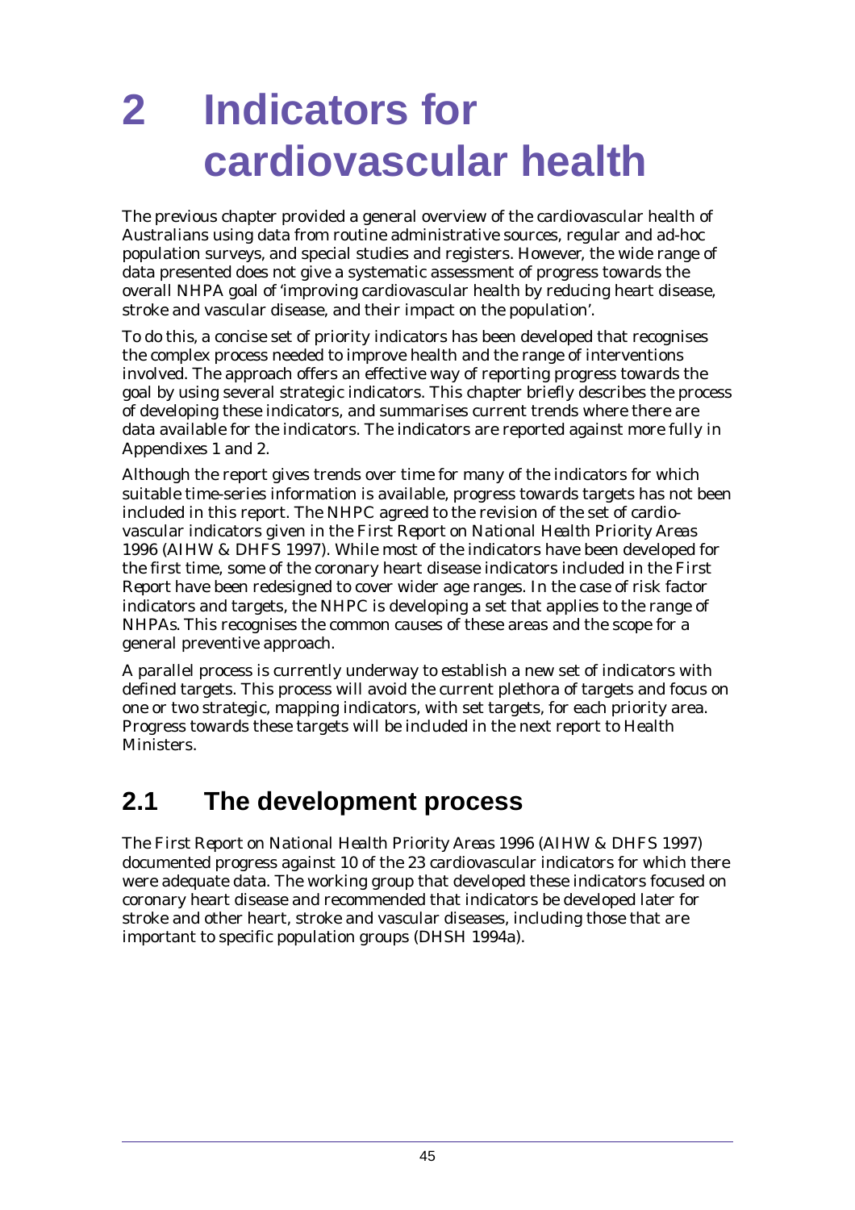# 2 Indicators for cardiovascular health

The previous chapter provided a general overview of the cardiovascular health of Australians using data from routine administrative sources, regular and ad-hoc population surveys, and special studies and registers. However, the wide range of data presented does not give a systematic assessment of progress towards the overall NHPA goal of 'improving cardiovascular health by reducing heart disease, stroke and vascular disease, and their impact on the population'.

To do this, a concise set of priority indicators has been developed that recognises the complex process needed to improve health and the range of interventions involved. The approach offers an effective way of reporting progress towards the goal by using several strategic indicators. This chapter briefly describes the process of developing these indicators, and summarises current trends where there are data available for the indicators. The indicators are reported against more fully in Appendixes 1 and 2.

Although the report gives trends over time for many of the indicators for which suitable time-series information is available, progress towards targets has not been included in this report. The NHPC agreed to the revision of the set of cardiovascular indicators given in the *First Report on National Health Priority Areas 1996* (AIHW & DHFS 1997). While most of the indicators have been developed for the first time, some of the coronary heart disease indicators included in the *First Report* have been redesigned to cover wider age ranges. In the case of risk factor indicators and targets, the NHPC is developing a set that applies to the range of NHPAs. This recognises the common causes of these areas and the scope for a general preventive approach.

A parallel process is currently underway to establish a new set of indicators with defined targets. This process will avoid the current plethora of targets and focus on one or two strategic, mapping indicators, with set targets, for each priority area. Progress towards these targets will be included in the next report to Health Ministers.

## 2.1 The development process

The *First Report on National Health Priority Areas 1996* (AIHW & DHFS 1997) documented progress against 10 of the 23 cardiovascular indicators for which there were adequate data. The working group that developed these indicators focused on coronary heart disease and recommended that indicators be developed later for stroke and other heart, stroke and vascular diseases, including those that are important to specific population groups (DHSH 1994a).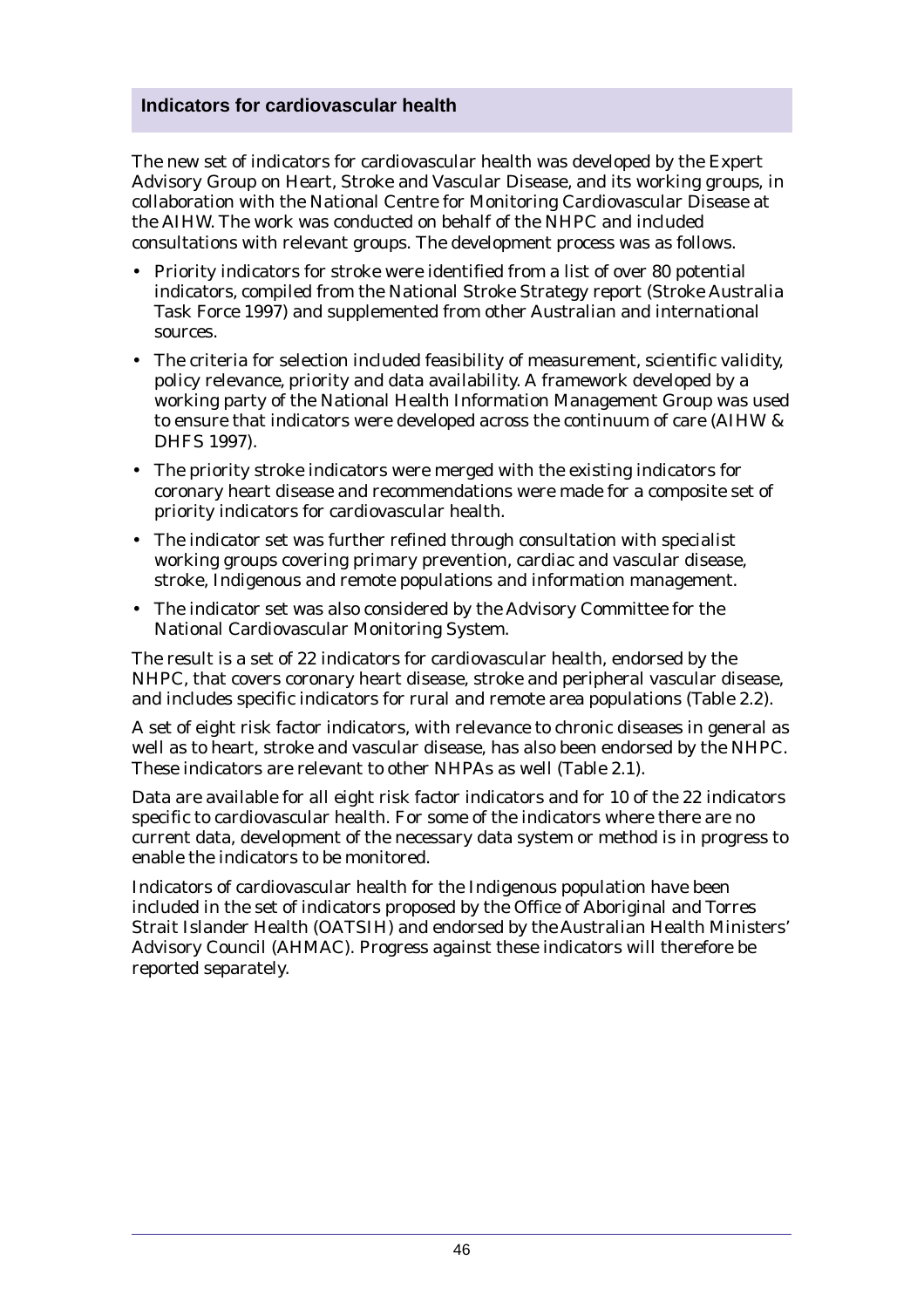## Indicators for cardiovascular health

The new set of indicators for cardiovascular health was developed by the Expert Advisory Group on Heart, Stroke and Vascular Disease, and its working groups, in collaboration with the National Centre for Monitoring Cardiovascular Disease at the AIHW. The work was conducted on behalf of the NHPC and included consultations with relevant groups. The development process was as follows.

- Priority indicators for stroke were identified from a list of over 80 potential indicators, compiled from the National Stroke Strategy report (Stroke Australia Task Force 1997) and supplemented from other Australian and international sources.
- The criteria for selection included feasibility of measurement, scientific validity, policy relevance, priority and data availability. A framework developed by a working party of the National Health Information Management Group was used to ensure that indicators were developed across the continuum of care (AIHW & DHFS 1997).
- The priority stroke indicators were merged with the existing indicators for coronary heart disease and recommendations were made for a composite set of priority indicators for cardiovascular health.
- The indicator set was further refined through consultation with specialist working groups covering primary prevention, cardiac and vascular disease, stroke, Indigenous and remote populations and information management.
- The indicator set was also considered by the Advisory Committee for the National Cardiovascular Monitoring System.

The result is a set of 22 indicators for cardiovascular health, endorsed by the NHPC, that covers coronary heart disease, stroke and peripheral vascular disease, and includes specific indicators for rural and remote area populations (Table 2.2).

A set of eight risk factor indicators, with relevance to chronic diseases in general as well as to heart, stroke and vascular disease, has also been endorsed by the NHPC. These indicators are relevant to other NHPAs as well (Table 2.1).

Data are available for all eight risk factor indicators and for 10 of the 22 indicators specific to cardiovascular health. For some of the indicators where there are no current data, development of the necessary data system or method is in progress to enable the indicators to be monitored.

Indicators of cardiovascular health for the Indigenous population have been included in the set of indicators proposed by the Office of Aboriginal and Torres Strait Islander Health (OATSIH) and endorsed by the Australian Health Ministers' Advisory Council (AHMAC). Progress against these indicators will therefore be reported separately.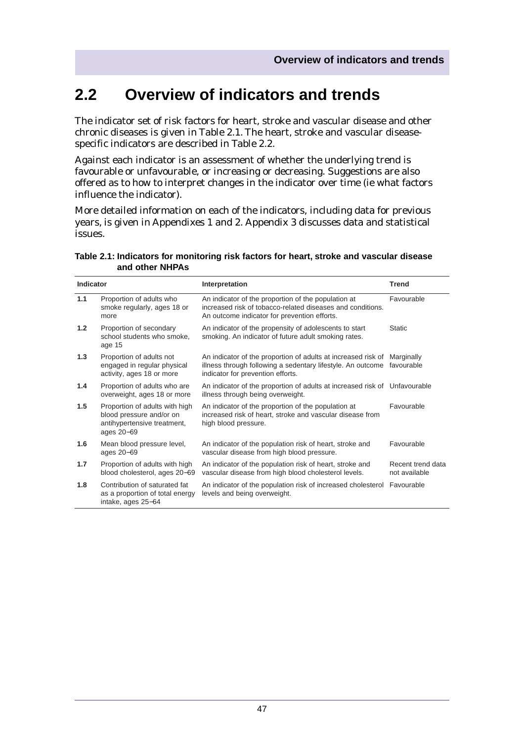## 2.2 Overview of indicators and trends

The indicator set of risk factors for heart, stroke and vascular disease and other chronic diseases is given in Table 2.1. The heart, stroke and vascular disease-specific indicators are described in Table 2.2.

Against each indicator is an assessment of whether the underlying trend is favourable or unfavourable, or increasing or decreasing. Suggestions are also offered as to how to interpret changes in the indicator over time (ie what factors influence the indicator).

More detailed information on each of the indicators, including data for previous years, is given in Appendixes 1 and 2. Appendix 3 discusses data and statistical issues.

**Table 2.1: Indicators for monitoring risk factors for heart, stroke and vascular disease and other NHPAs**

| Indicator | | Interpretation | Trend |
|---|---|---|---|
| 1.1 | Proportion of adults who smoke regularly, ages 18 or more | An indicator of the proportion of the population at increased risk of tobacco-related diseases and conditions. An outcome indicator for prevention efforts. | Favourable |
| 1.2 | Proportion of secondary school students who smoke, age 15 | An indicator of the propensity of adolescents to start smoking. An indicator of future adult smoking rates. | Static |
| 1.3 | Proportion of adults not engaged in regular physical activity, ages 18 or more | An indicator of the proportion of adults at increased risk of illness through following a sedentary lifestyle. An outcome indicator for prevention efforts. | Marginally favourable |
| 1.4 | Proportion of adults who are overweight, ages 18 or more | An indicator of the proportion of adults at increased risk of illness through being overweight. | Unfavourable |
| 1.5 | Proportion of adults with high blood pressure and/or on antihypertensive treatment, ages 20–69 | An indicator of the proportion of the population at increased risk of heart, stroke and vascular disease from high blood pressure. | Favourable |
| 1.6 | Mean blood pressure level, ages 20–69 | An indicator of the population risk of heart, stroke and vascular disease from high blood pressure. | Favourable |
| 1.7 | Proportion of adults with high blood cholesterol, ages 20–69 | An indicator of the population risk of heart, stroke and vascular disease from high blood cholesterol levels. | Recent trend data not available |
| 1.8 | Contribution of saturated fat as a proportion of total energy intake, ages 25–64 | An indicator of the population risk of increased cholesterol levels and being overweight. | Favourable |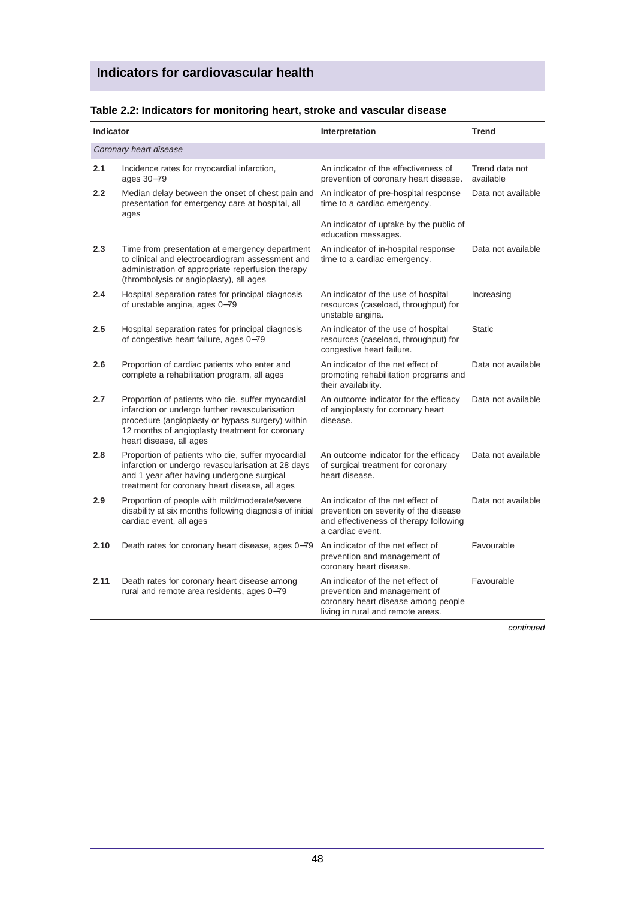## Indicators for cardiovascular health

### Table 2.2: Indicators for monitoring heart, stroke and vascular disease

| Indicator | | Interpretation | Trend |
|---|---|---|---|
| *Coronary heart disease* | | | |
| 2.1 | Incidence rates for myocardial infarction, ages 30–79 | An indicator of the effectiveness of prevention of coronary heart disease. | Trend data not available |
| 2.2 | Median delay between the onset of chest pain and presentation for emergency care at hospital, all ages | An indicator of pre-hospital response time to a cardiac emergency. An indicator of uptake by the public of education messages. | Data not available |
| 2.3 | Time from presentation at emergency department to clinical and electrocardiogram assessment and administration of appropriate reperfusion therapy (thrombolysis or angioplasty), all ages | An indicator of in-hospital response time to a cardiac emergency. | Data not available |
| 2.4 | Hospital separation rates for principal diagnosis of unstable angina, ages 0–79 | An indicator of the use of hospital resources (caseload, throughput) for unstable angina. | Increasing |
| 2.5 | Hospital separation rates for principal diagnosis of congestive heart failure, ages 0–79 | An indicator of the use of hospital resources (caseload, throughput) for congestive heart failure. | Static |
| 2.6 | Proportion of cardiac patients who enter and complete a rehabilitation program, all ages | An indicator of the net effect of promoting rehabilitation programs and their availability. | Data not available |
| 2.7 | Proportion of patients who die, suffer myocardial infarction or undergo further revascularisation procedure (angioplasty or bypass surgery) within 12 months of angioplasty treatment for coronary heart disease, all ages | An outcome indicator for the efficacy of angioplasty for coronary heart disease. | Data not available |
| 2.8 | Proportion of patients who die, suffer myocardial infarction or undergo revascularisation at 28 days and 1 year after having undergone surgical treatment for coronary heart disease, all ages | An outcome indicator for the efficacy of surgical treatment for coronary heart disease. | Data not available |
| 2.9 | Proportion of people with mild/moderate/severe disability at six months following diagnosis of initial cardiac event, all ages | An indicator of the net effect of prevention on severity of the disease and effectiveness of therapy following a cardiac event. | Data not available |
| 2.10 | Death rates for coronary heart disease, ages 0–79 | An indicator of the net effect of prevention and management of coronary heart disease. | Favourable |
| 2.11 | Death rates for coronary heart disease among rural and remote area residents, ages 0–79 | An indicator of the net effect of prevention and management of coronary heart disease among people living in rural and remote areas. | Favourable |

*continued*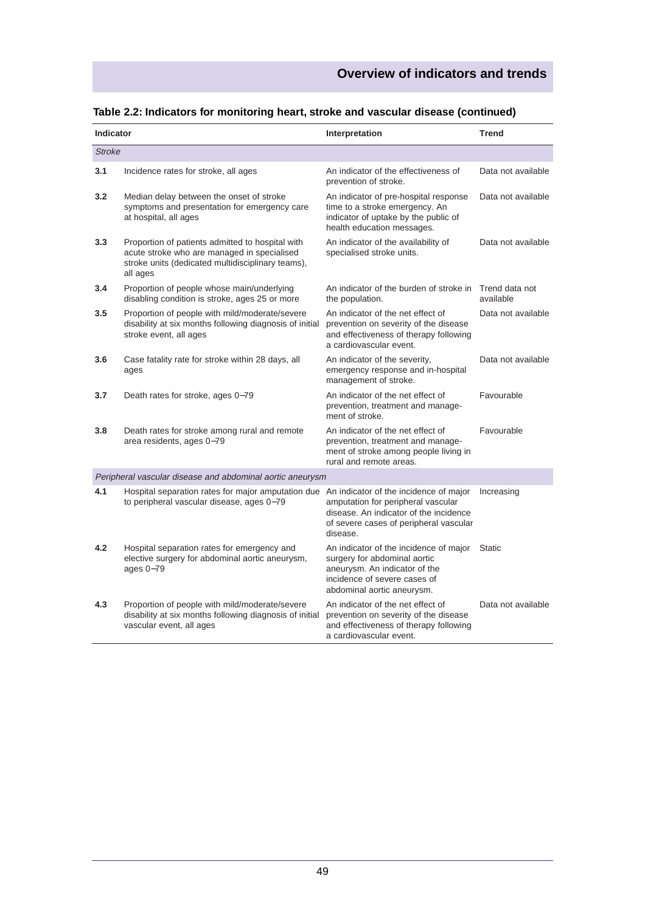### Table 2.2: Indicators for monitoring heart, stroke and vascular disease (continued)

| Indicator | | Interpretation | Trend |
|---|---|---|---|
| *Stroke* | | | |
| 3.1 | Incidence rates for stroke, all ages | An indicator of the effectiveness of prevention of stroke. | Data not available |
| 3.2 | Median delay between the onset of stroke symptoms and presentation for emergency care at hospital, all ages | An indicator of pre-hospital response time to a stroke emergency. An indicator of uptake by the public of health education messages. | Data not available |
| 3.3 | Proportion of patients admitted to hospital with acute stroke who are managed in specialised stroke units (dedicated multidisciplinary teams), all ages | An indicator of the availability of specialised stroke units. | Data not available |
| 3.4 | Proportion of people whose main/underlying disabling condition is stroke, ages 25 or more | An indicator of the burden of stroke in the population. | Trend data not available |
| 3.5 | Proportion of people with mild/moderate/severe disability at six months following diagnosis of initial stroke event, all ages | An indicator of the net effect of prevention on severity of the disease and effectiveness of therapy following a cardiovascular event. | Data not available |
| 3.6 | Case fatality rate for stroke within 28 days, all ages | An indicator of the severity, emergency response and in-hospital management of stroke. | Data not available |
| 3.7 | Death rates for stroke, ages 0–79 | An indicator of the net effect of prevention, treatment and management of stroke. | Favourable |
| 3.8 | Death rates for stroke among rural and remote area residents, ages 0–79 | An indicator of the net effect of prevention, treatment and management of stroke among people living in rural and remote areas. | Favourable |
| *Peripheral vascular disease and abdominal aortic aneurysm* | | | |
| 4.1 | Hospital separation rates for major amputation due to peripheral vascular disease, ages 0–79 | An indicator of the incidence of major amputation for peripheral vascular disease. An indicator of the incidence of severe cases of peripheral vascular disease. | Increasing |
| 4.2 | Hospital separation rates for emergency and elective surgery for abdominal aortic aneurysm, ages 0–79 | An indicator of the incidence of major surgery for abdominal aortic aneurysm. An indicator of the incidence of severe cases of abdominal aortic aneurysm. | Static |
| 4.3 | Proportion of people with mild/moderate/severe disability at six months following diagnosis of initial vascular event, all ages | An indicator of the net effect of prevention on severity of the disease and effectiveness of therapy following a cardiovascular event. | Data not available |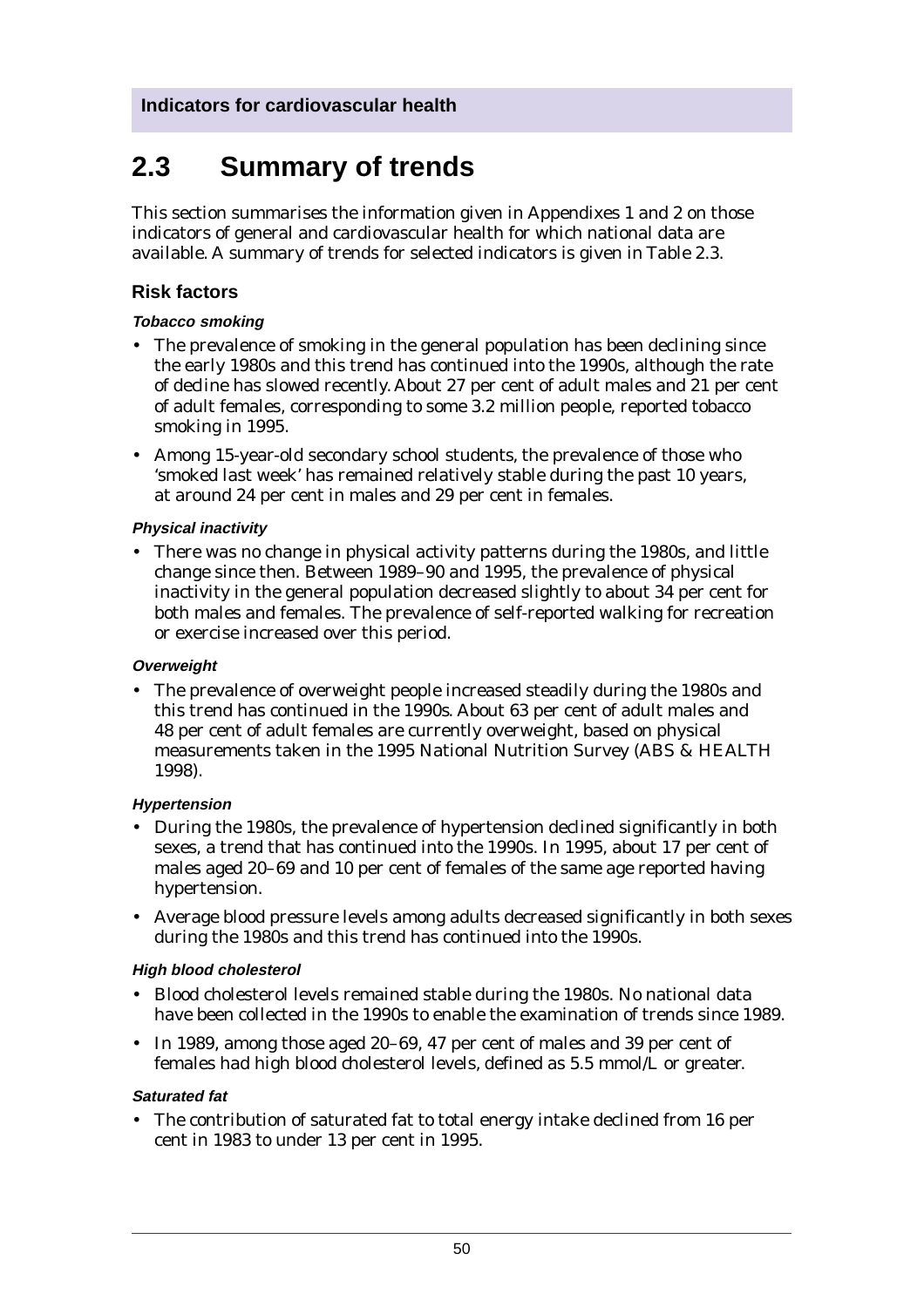## 2.3 Summary of trends

This section summarises the information given in Appendixes 1 and 2 on those indicators of general and cardiovascular health for which national data are available. A summary of trends for selected indicators is given in Table 2.3.

### Risk factors

#### *Tobacco smoking*

- The prevalence of smoking in the general population has been declining since the early 1980s and this trend has continued into the 1990s, although the rate of decline has slowed recently. About 27 per cent of adult males and 21 per cent of adult females, corresponding to some 3.2 million people, reported tobacco smoking in 1995.
- Among 15-year-old secondary school students, the prevalence of those who 'smoked last week' has remained relatively stable during the past 10 years, at around 24 per cent in males and 29 per cent in females.

#### *Physical inactivity*

- There was no change in physical activity patterns during the 1980s, and little change since then. Between 1989–90 and 1995, the prevalence of physical inactivity in the general population decreased slightly to about 34 per cent for both males and females. The prevalence of self-reported walking for recreation or exercise increased over this period.

#### *Overweight*

- The prevalence of overweight people increased steadily during the 1980s and this trend has continued in the 1990s. About 63 per cent of adult males and 48 per cent of adult females are currently overweight, based on physical measurements taken in the 1995 National Nutrition Survey (ABS & HEALTH 1998).

#### *Hypertension*

- During the 1980s, the prevalence of hypertension declined significantly in both sexes, a trend that has continued into the 1990s. In 1995, about 17 per cent of males aged 20–69 and 10 per cent of females of the same age reported having hypertension.
- Average blood pressure levels among adults decreased significantly in both sexes during the 1980s and this trend has continued into the 1990s.

#### *High blood cholesterol*

- Blood cholesterol levels remained stable during the 1980s. No national data have been collected in the 1990s to enable the examination of trends since 1989.
- In 1989, among those aged 20–69, 47 per cent of males and 39 per cent of females had high blood cholesterol levels, defined as 5.5 mmol/L or greater.

#### *Saturated fat*

- The contribution of saturated fat to total energy intake declined from 16 per cent in 1983 to under 13 per cent in 1995.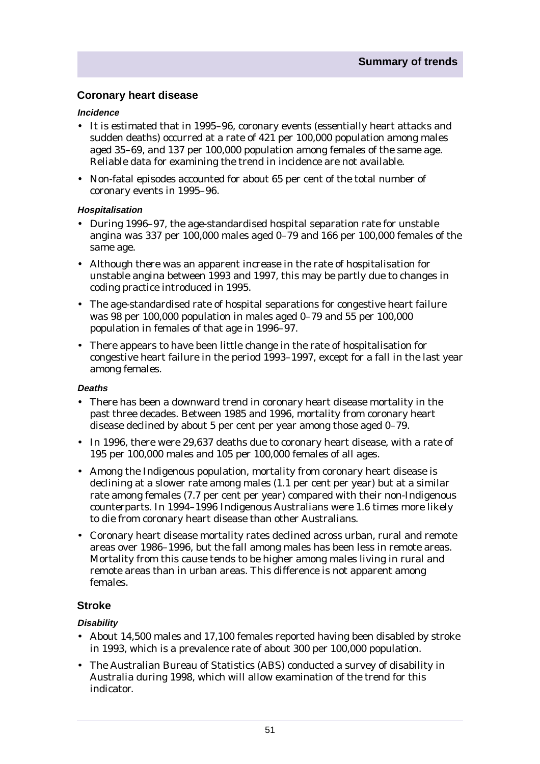# Summary of trends

## Coronary heart disease

### *Incidence*

- It is estimated that in 1995–96, coronary events (essentially heart attacks and sudden deaths) occurred at a rate of 421 per 100,000 population among males aged 35–69, and 137 per 100,000 population among females of the same age. Reliable data for examining the trend in incidence are not available.
- Non-fatal episodes accounted for about 65 per cent of the total number of coronary events in 1995–96.

### *Hospitalisation*

- During 1996–97, the age-standardised hospital separation rate for unstable angina was 337 per 100,000 males aged 0–79 and 166 per 100,000 females of the same age.
- Although there was an apparent increase in the rate of hospitalisation for unstable angina between 1993 and 1997, this may be partly due to changes in coding practice introduced in 1995.
- The age-standardised rate of hospital separations for congestive heart failure was 98 per 100,000 population in males aged 0–79 and 55 per 100,000 population in females of that age in 1996–97.
- There appears to have been little change in the rate of hospitalisation for congestive heart failure in the period 1993–1997, except for a fall in the last year among females.

### *Deaths*

- There has been a downward trend in coronary heart disease mortality in the past three decades. Between 1985 and 1996, mortality from coronary heart disease declined by about 5 per cent per year among those aged 0–79.
- In 1996, there were 29,637 deaths due to coronary heart disease, with a rate of 195 per 100,000 males and 105 per 100,000 females of all ages.
- Among the Indigenous population, mortality from coronary heart disease is declining at a slower rate among males (1.1 per cent per year) but at a similar rate among females (7.7 per cent per year) compared with their non-Indigenous counterparts. In 1994–1996 Indigenous Australians were 1.6 times more likely to die from coronary heart disease than other Australians.
- Coronary heart disease mortality rates declined across urban, rural and remote areas over 1986–1996, but the fall among males has been less in remote areas. Mortality from this cause tends to be higher among males living in rural and remote areas than in urban areas. This difference is not apparent among females.

## Stroke

### *Disability*

- About 14,500 males and 17,100 females reported having been disabled by stroke in 1993, which is a prevalence rate of about 300 per 100,000 population.
- The Australian Bureau of Statistics (ABS) conducted a survey of disability in Australia during 1998, which will allow examination of the trend for this indicator.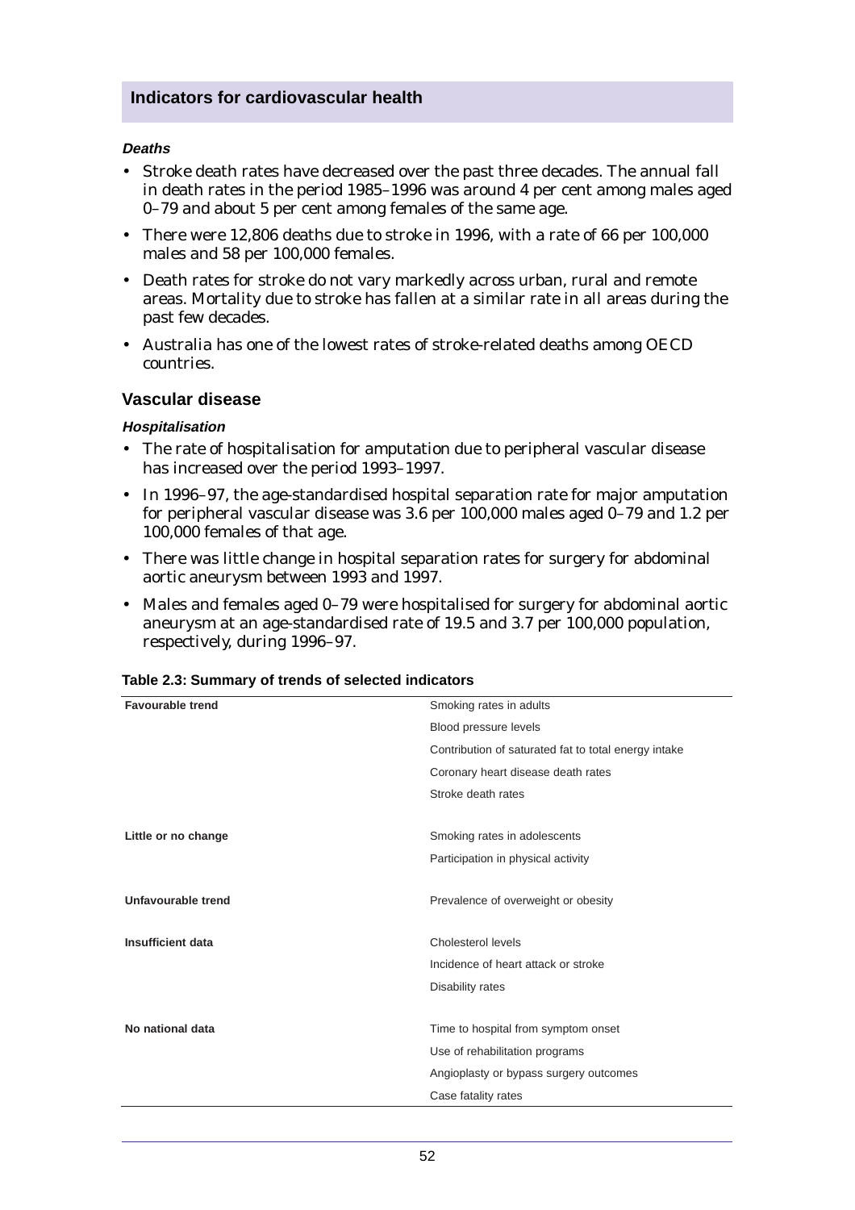## Indicators for cardiovascular health

#### *Deaths*

- Stroke death rates have decreased over the past three decades. The annual fall in death rates in the period 1985–1996 was around 4 per cent among males aged 0–79 and about 5 per cent among females of the same age.
- There were 12,806 deaths due to stroke in 1996, with a rate of 66 per 100,000 males and 58 per 100,000 females.
- Death rates for stroke do not vary markedly across urban, rural and remote areas. Mortality due to stroke has fallen at a similar rate in all areas during the past few decades.
- Australia has one of the lowest rates of stroke-related deaths among OECD countries.

### Vascular disease

#### *Hospitalisation*

- The rate of hospitalisation for amputation due to peripheral vascular disease has increased over the period 1993–1997.
- In 1996–97, the age-standardised hospital separation rate for major amputation for peripheral vascular disease was 3.6 per 100,000 males aged 0–79 and 1.2 per 100,000 females of that age.
- There was little change in hospital separation rates for surgery for abdominal aortic aneurysm between 1993 and 1997.
- Males and females aged 0–79 were hospitalised for surgery for abdominal aortic aneurysm at an age-standardised rate of 19.5 and 3.7 per 100,000 population, respectively, during 1996–97.

**Table 2.3: Summary of trends of selected indicators**

| | |
|---|---|
| **Favourable trend** | Smoking rates in adults |
| | Blood pressure levels |
| | Contribution of saturated fat to total energy intake |
| | Coronary heart disease death rates |
| | Stroke death rates |
| **Little or no change** | Smoking rates in adolescents |
| | Participation in physical activity |
| **Unfavourable trend** | Prevalence of overweight or obesity |
| **Insufficient data** | Cholesterol levels |
| | Incidence of heart attack or stroke |
| | Disability rates |
| **No national data** | Time to hospital from symptom onset |
| | Use of rehabilitation programs |
| | Angioplasty or bypass surgery outcomes |
| | Case fatality rates |